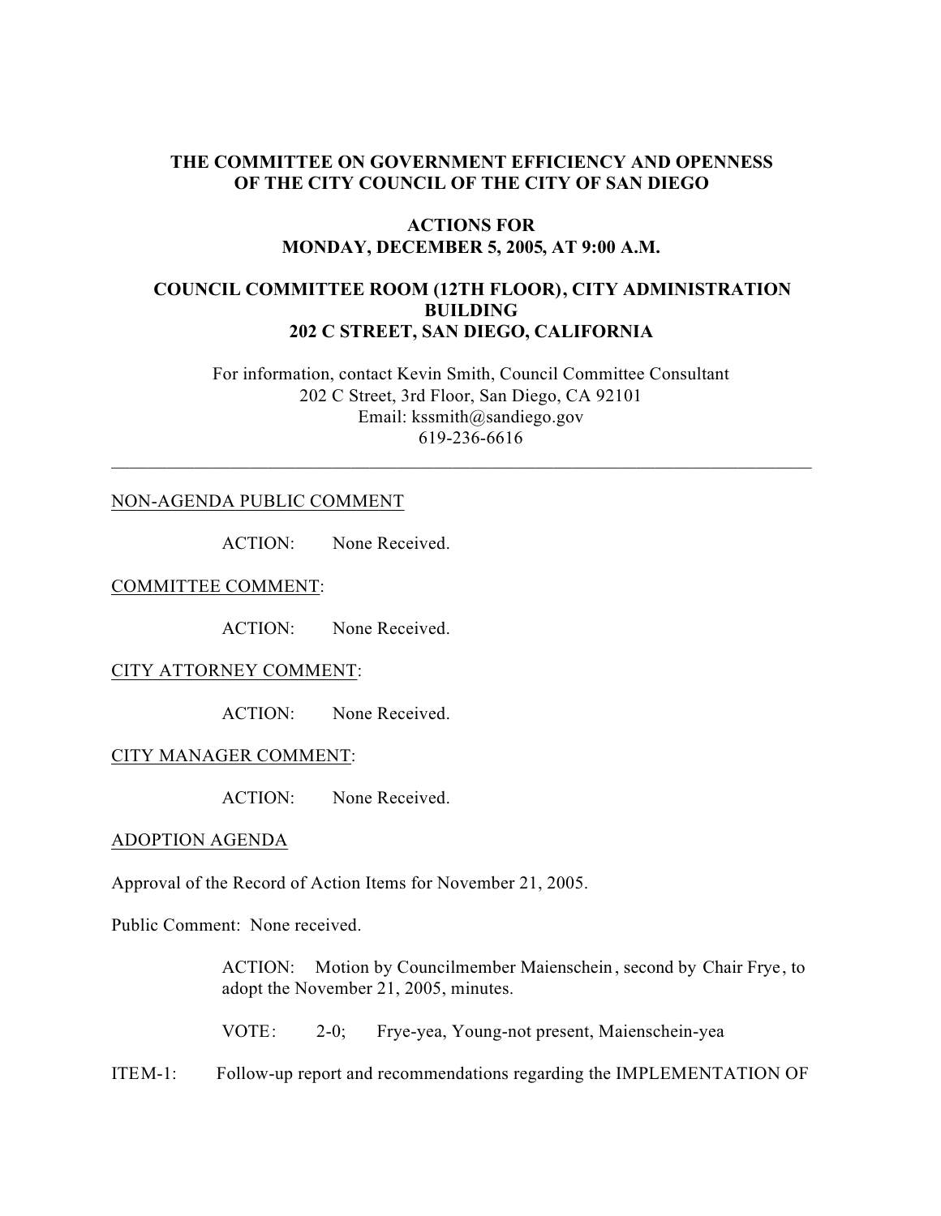**THE COMMITTEE ON GOVERNMENT EFFICIENCY AND OPENNESS OF THE CITY COUNCIL OF THE CITY OF SAN DIEGO**

**ACTIONS FOR MONDAY, DECEMBER 5, 2005, AT 9:00 A.M.**

**COUNCIL COMMITTEE ROOM (12TH FLOOR), CITY ADMINISTRATION BUILDING 202 C STREET, SAN DIEGO, CALIFORNIA**

For information, contact Kevin Smith, Council Committee Consultant
202 C Street, 3rd Floor, San Diego, CA 92101
Email: kssmith@sandiego.gov
619-236-6616

---

NON-AGENDA PUBLIC COMMENT

ACTION: None Received.

COMMITTEE COMMENT:

ACTION: None Received.

CITY ATTORNEY COMMENT:

ACTION: None Received.

CITY MANAGER COMMENT:

ACTION: None Received.

ADOPTION AGENDA

Approval of the Record of Action Items for November 21, 2005.

Public Comment: None received.

ACTION: Motion by Councilmember Maienschein, second by Chair Frye, to adopt the November 21, 2005, minutes.

VOTE: 2-0; Frye-yea, Young-not present, Maienschein-yea

ITEM-1: Follow-up report and recommendations regarding the IMPLEMENTATION OF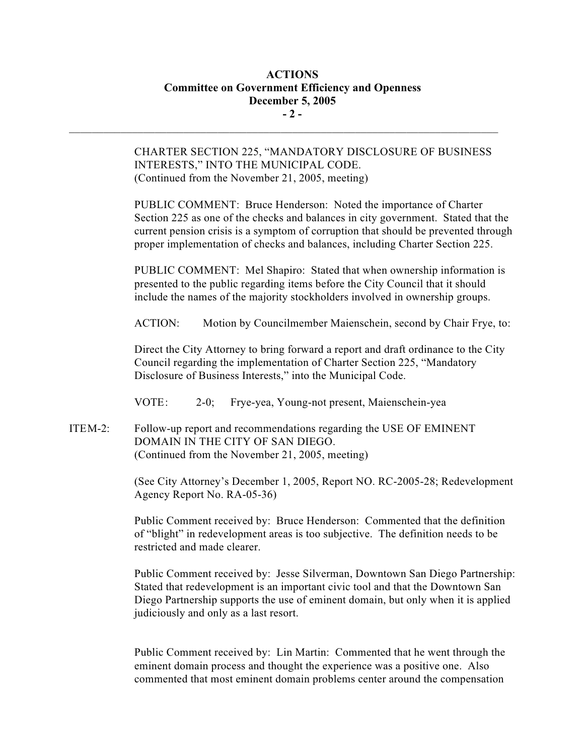CHARTER SECTION 225, "MANDATORY DISCLOSURE OF BUSINESS INTERESTS," INTO THE MUNICIPAL CODE.
(Continued from the November 21, 2005, meeting)

PUBLIC COMMENT: Bruce Henderson: Noted the importance of Charter Section 225 as one of the checks and balances in city government. Stated that the current pension crisis is a symptom of corruption that should be prevented through proper implementation of checks and balances, including Charter Section 225.

PUBLIC COMMENT: Mel Shapiro: Stated that when ownership information is presented to the public regarding items before the City Council that it should include the names of the majority stockholders involved in ownership groups.

ACTION: Motion by Councilmember Maienschein, second by Chair Frye, to:

Direct the City Attorney to bring forward a report and draft ordinance to the City Council regarding the implementation of Charter Section 225, "Mandatory Disclosure of Business Interests," into the Municipal Code.

VOTE: 2-0; Frye-yea, Young-not present, Maienschein-yea

ITEM-2: Follow-up report and recommendations regarding the USE OF EMINENT DOMAIN IN THE CITY OF SAN DIEGO.
(Continued from the November 21, 2005, meeting)

(See City Attorney's December 1, 2005, Report NO. RC-2005-28; Redevelopment Agency Report No. RA-05-36)

Public Comment received by: Bruce Henderson: Commented that the definition of "blight" in redevelopment areas is too subjective. The definition needs to be restricted and made clearer.

Public Comment received by: Jesse Silverman, Downtown San Diego Partnership: Stated that redevelopment is an important civic tool and that the Downtown San Diego Partnership supports the use of eminent domain, but only when it is applied judiciously and only as a last resort.

Public Comment received by: Lin Martin: Commented that he went through the eminent domain process and thought the experience was a positive one. Also commented that most eminent domain problems center around the compensation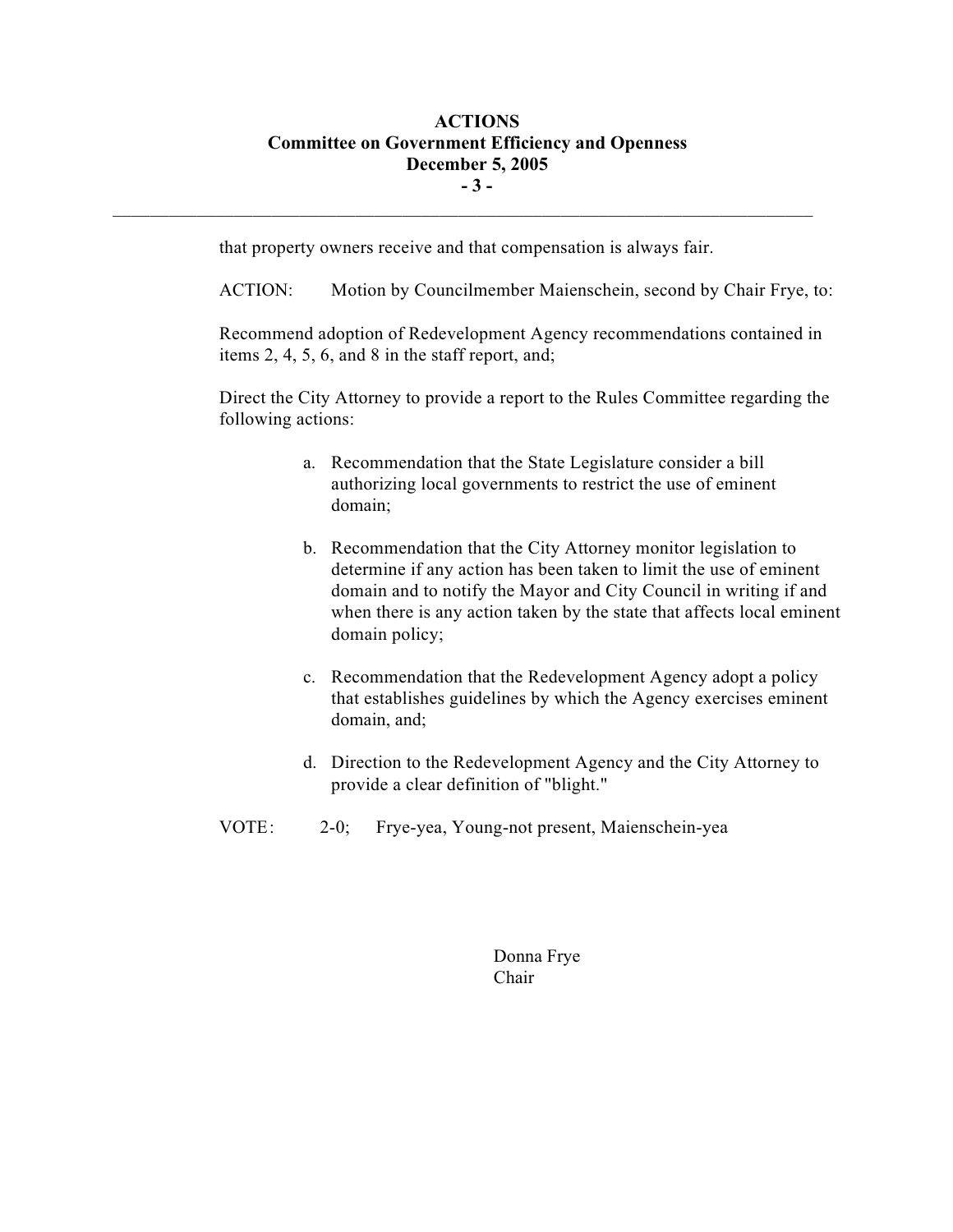that property owners receive and that compensation is always fair.

ACTION: Motion by Councilmember Maienschein, second by Chair Frye, to:

Recommend adoption of Redevelopment Agency recommendations contained in items 2, 4, 5, 6, and 8 in the staff report, and;

Direct the City Attorney to provide a report to the Rules Committee regarding the following actions:

a. Recommendation that the State Legislature consider a bill authorizing local governments to restrict the use of eminent domain;

b. Recommendation that the City Attorney monitor legislation to determine if any action has been taken to limit the use of eminent domain and to notify the Mayor and City Council in writing if and when there is any action taken by the state that affects local eminent domain policy;

c. Recommendation that the Redevelopment Agency adopt a policy that establishes guidelines by which the Agency exercises eminent domain, and;

d. Direction to the Redevelopment Agency and the City Attorney to provide a clear definition of "blight."

VOTE: 2-0; Frye-yea, Young-not present, Maienschein-yea

Donna Frye
Chair